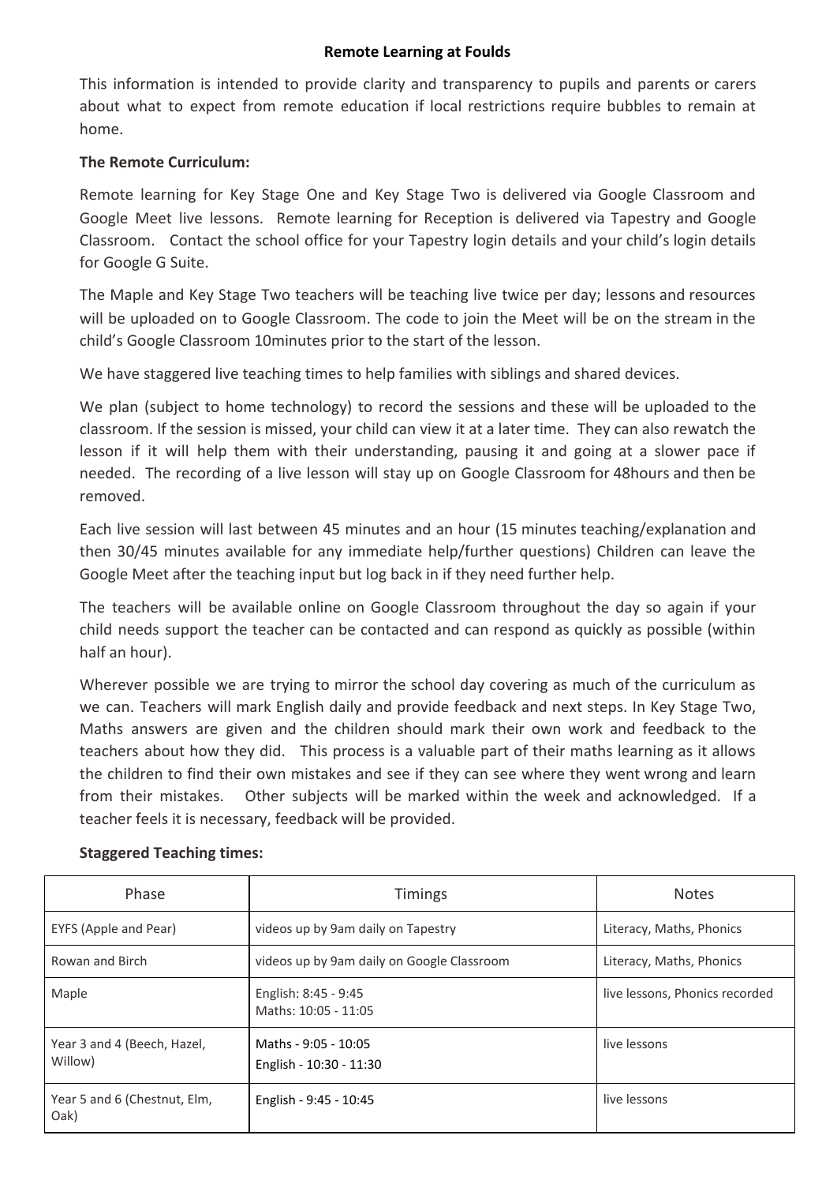# Remote Learning at Foulds

This information is intended to provide clarity and transparency to pupils and parents or carers about what to expect from remote education if local restrictions require bubbles to remain at home.

**The Remote Curriculum:**

Remote learning for Key Stage One and Key Stage Two is delivered via Google Classroom and Google Meet live lessons. Remote learning for Reception is delivered via Tapestry and Google Classroom. Contact the school office for your Tapestry login details and your child's login details for Google G Suite.

The Maple and Key Stage Two teachers will be teaching live twice per day; lessons and resources will be uploaded on to Google Classroom. The code to join the Meet will be on the stream in the child's Google Classroom 10minutes prior to the start of the lesson.

We have staggered live teaching times to help families with siblings and shared devices.

We plan (subject to home technology) to record the sessions and these will be uploaded to the classroom. If the session is missed, your child can view it at a later time. They can also rewatch the lesson if it will help them with their understanding, pausing it and going at a slower pace if needed. The recording of a live lesson will stay up on Google Classroom for 48hours and then be removed.

Each live session will last between 45 minutes and an hour (15 minutes teaching/explanation and then 30/45 minutes available for any immediate help/further questions) Children can leave the Google Meet after the teaching input but log back in if they need further help.

The teachers will be available online on Google Classroom throughout the day so again if your child needs support the teacher can be contacted and can respond as quickly as possible (within half an hour).

Wherever possible we are trying to mirror the school day covering as much of the curriculum as we can. Teachers will mark English daily and provide feedback and next steps. In Key Stage Two, Maths answers are given and the children should mark their own work and feedback to the teachers about how they did. This process is a valuable part of their maths learning as it allows the children to find their own mistakes and see if they can see where they went wrong and learn from their mistakes. Other subjects will be marked within the week and acknowledged. If a teacher feels it is necessary, feedback will be provided.

**Staggered Teaching times:**

| Phase | Timings | Notes |
|---|---|---|
| EYFS (Apple and Pear) | videos up by 9am daily on Tapestry | Literacy, Maths, Phonics |
| Rowan and Birch | videos up by 9am daily on Google Classroom | Literacy, Maths, Phonics |
| Maple | English: 8:45 - 9:45<br>Maths: 10:05 - 11:05 | live lessons, Phonics recorded |
| Year 3 and 4 (Beech, Hazel, Willow) | Maths - 9:05 - 10:05<br>English - 10:30 - 11:30 | live lessons |
| Year 5 and 6 (Chestnut, Elm, Oak) | English - 9:45 - 10:45 | live lessons |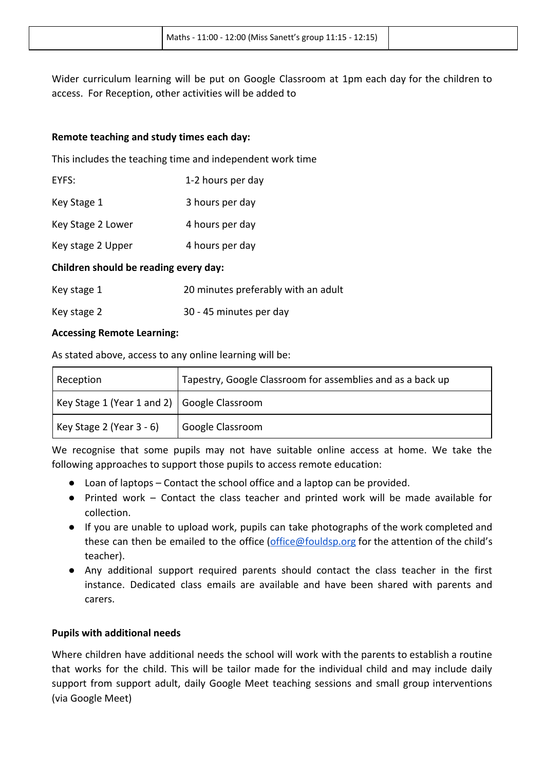| | Maths - 11:00 - 12:00 (Miss Sanett's group 11:15 - 12:15) | |
|---|---|---|

Wider curriculum learning will be put on Google Classroom at 1pm each day for the children to access. For Reception, other activities will be added to

**Remote teaching and study times each day:**

This includes the teaching time and independent work time

| | |
|---|---|
| EYFS: | 1-2 hours per day |
| Key Stage 1 | 3 hours per day |
| Key Stage 2 Lower | 4 hours per day |
| Key stage 2 Upper | 4 hours per day |

**Children should be reading every day:**

| | |
|---|---|
| Key stage 1 | 20 minutes preferably with an adult |
| Key stage 2 | 30 - 45 minutes per day |

**Accessing Remote Learning:**

As stated above, access to any online learning will be:

| | |
|---|---|
| Reception | Tapestry, Google Classroom for assemblies and as a back up |
| Key Stage 1 (Year 1 and 2) | Google Classroom |
| Key Stage 2 (Year 3 - 6) | Google Classroom |

We recognise that some pupils may not have suitable online access at home. We take the following approaches to support those pupils to access remote education:

- Loan of laptops – Contact the school office and a laptop can be provided.
- Printed work – Contact the class teacher and printed work will be made available for collection.
- If you are unable to upload work, pupils can take photographs of the work completed and these can then be emailed to the office (office@fouldsp.org for the attention of the child's teacher).
- Any additional support required parents should contact the class teacher in the first instance. Dedicated class emails are available and have been shared with parents and carers.

**Pupils with additional needs**

Where children have additional needs the school will work with the parents to establish a routine that works for the child. This will be tailor made for the individual child and may include daily support from support adult, daily Google Meet teaching sessions and small group interventions (via Google Meet)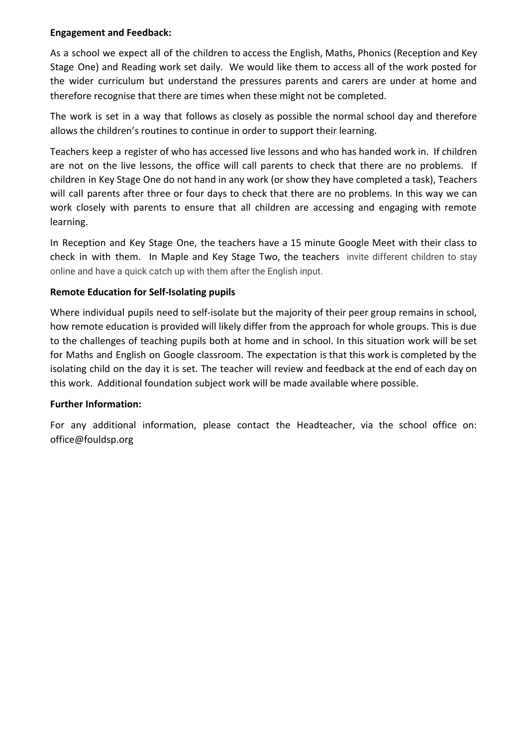**Engagement and Feedback:**

As a school we expect all of the children to access the English, Maths, Phonics (Reception and Key Stage One) and Reading work set daily. We would like them to access all of the work posted for the wider curriculum but understand the pressures parents and carers are under at home and therefore recognise that there are times when these might not be completed.

The work is set in a way that follows as closely as possible the normal school day and therefore allows the children's routines to continue in order to support their learning.

Teachers keep a register of who has accessed live lessons and who has handed work in. If children are not on the live lessons, the office will call parents to check that there are no problems. If children in Key Stage One do not hand in any work (or show they have completed a task), Teachers will call parents after three or four days to check that there are no problems. In this way we can work closely with parents to ensure that all children are accessing and engaging with remote learning.

In Reception and Key Stage One, the teachers have a 15 minute Google Meet with their class to check in with them. In Maple and Key Stage Two, the teachers invite different children to stay online and have a quick catch up with them after the English input.

**Remote Education for Self-Isolating pupils**

Where individual pupils need to self-isolate but the majority of their peer group remains in school, how remote education is provided will likely differ from the approach for whole groups. This is due to the challenges of teaching pupils both at home and in school. In this situation work will be set for Maths and English on Google classroom. The expectation is that this work is completed by the isolating child on the day it is set. The teacher will review and feedback at the end of each day on this work. Additional foundation subject work will be made available where possible.

**Further Information:**

For any additional information, please contact the Headteacher, via the school office on: office@fouldsp.org